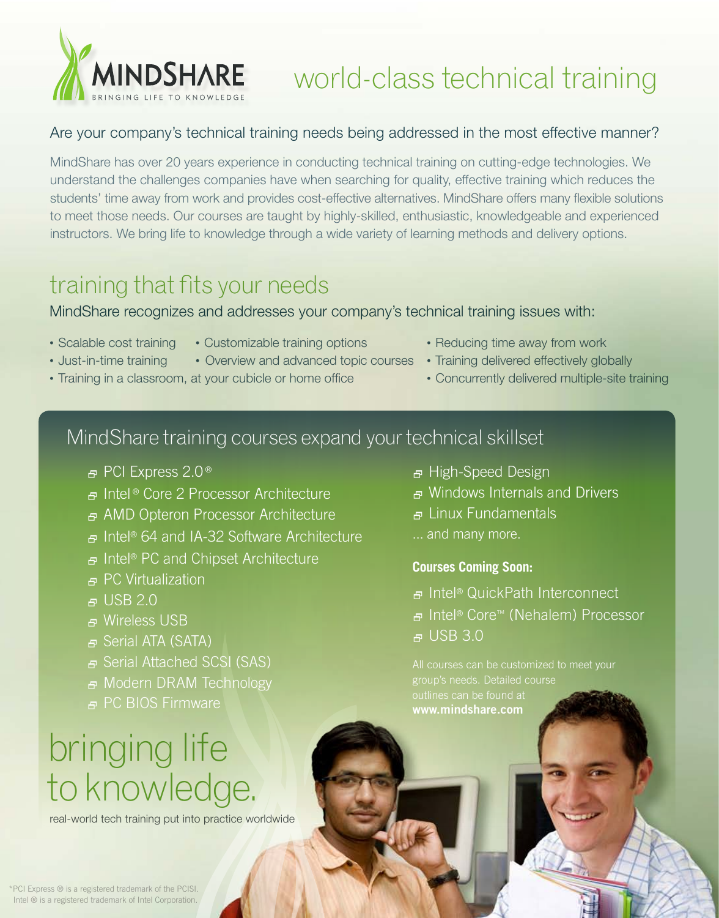# MINDSHARE

BRINGING LIFE TO KNOWLEDGE

## world-class technical training

### Are your company's technical training needs being addressed in the most effective manner?

MindShare has over 20 years experience in conducting technical training on cutting-edge technologies. We understand the challenges companies have when searching for quality, effective training which reduces the students' time away from work and provides cost-effective alternatives. MindShare offers many flexible solutions to meet those needs. Our courses are taught by highly-skilled, enthusiastic, knowledgeable and experienced instructors. We bring life to knowledge through a wide variety of learning methods and delivery options.

## training that fits your needs

MindShare recognizes and addresses your company's technical training issues with:

- Scalable cost training
- Just-in-time training
- Training in a classroom, at your cubicle or home office
- Customizable training options
- Overview and advanced topic courses
- Reducing time away from work
- Training delivered effectively globally
- Concurrently delivered multiple-site training

## MindShare training courses expand your technical skillset

- PCI Express 2.0®
- Intel® Core 2 Processor Architecture
- AMD Opteron Processor Architecture
- Intel® 64 and IA-32 Software Architecture
- Intel® PC and Chipset Architecture
- PC Virtualization
- USB 2.0
- Wireless USB
- Serial ATA (SATA)
- Serial Attached SCSI (SAS)
- Modern DRAM Technology
- PC BIOS Firmware
- High-Speed Design
- Windows Internals and Drivers
- Linux Fundamentals

... and many more.

**Courses Coming Soon:**

- Intel® QuickPath Interconnect
- Intel® Core™ (Nehalem) Processor
- USB 3.0

All courses can be customized to meet your group's needs. Detailed course outlines can be found at **www.mindshare.com**

## bringing life to knowledge.

real-world tech training put into practice worldwide

*PCI Express ® is a registered trademark of the PCISI. Intel ® is a registered trademark of Intel Corporation.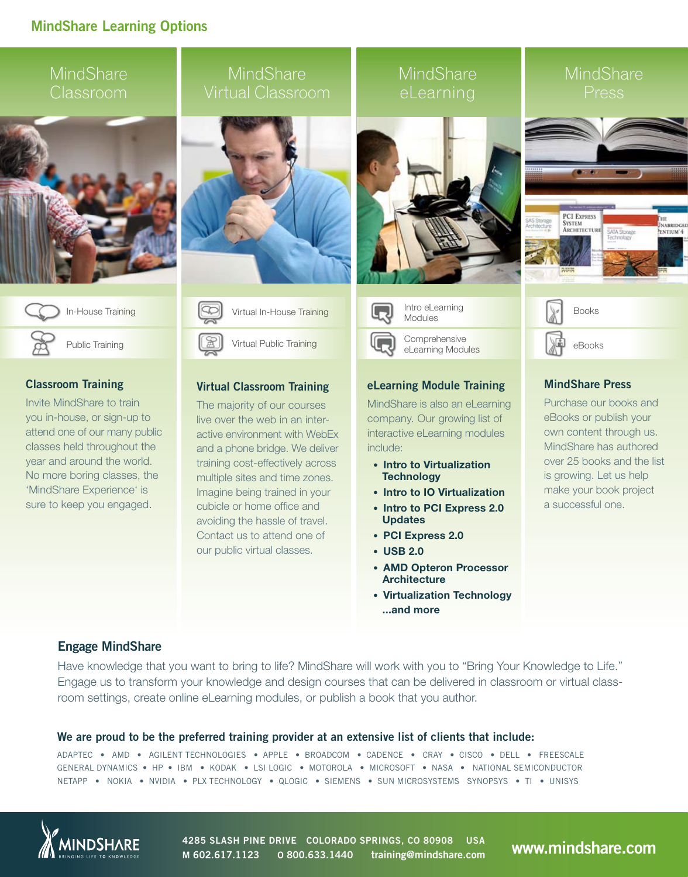## MindShare Learning Options

### MindShare Classroom

- In-House Training
- Public Training

#### Classroom Training

Invite MindShare to train you in-house, or sign-up to attend one of our many public classes held throughout the year and around the world. No more boring classes, the 'MindShare Experience' is sure to keep you engaged.

### MindShare Virtual Classroom

- Virtual In-House Training
- Virtual Public Training

#### Virtual Classroom Training

The majority of our courses live over the web in an inter-active environment with WebEx and a phone bridge. We deliver training cost-effectively across multiple sites and time zones. Imagine being trained in your cubicle or home office and avoiding the hassle of travel. Contact us to attend one of our public virtual classes.

### MindShare eLearning

- Intro eLearning Modules
- Comprehensive eLearning Modules

#### eLearning Module Training

MindShare is also an eLearning company. Our growing list of interactive eLearning modules include:

- **Intro to Virtualization Technology**
- **Intro to IO Virtualization**
- **Intro to PCI Express 2.0 Updates**
- **PCI Express 2.0**
- **USB 2.0**
- **AMD Opteron Processor Architecture**
- **Virtualization Technology**

**...and more**

### MindShare Press

- Books
- eBooks

#### MindShare Press

Purchase our books and eBooks or publish your own content through us. MindShare has authored over 25 books and the list is growing. Let us help make your book project a successful one.

## Engage MindShare

Have knowledge that you want to bring to life? MindShare will work with you to "Bring Your Knowledge to Life." Engage us to transform your knowledge and design courses that can be delivered in classroom or virtual class-room settings, create online eLearning modules, or publish a book that you author.

### We are proud to be the preferred training provider at an extensive list of clients that include:

ADAPTEC • AMD • AGILENT TECHNOLOGIES • APPLE • BROADCOM • CADENCE • CRAY • CISCO • DELL • FREESCALE GENERAL DYNAMICS • HP • IBM • KODAK • LSI LOGIC • MOTOROLA • MICROSOFT • NASA • NATIONAL SEMICONDUCTOR NETAPP • NOKIA • NVIDIA • PLX TECHNOLOGY • QLOGIC • SIEMENS • SUN MICROSYSTEMS SYNOPSYS • TI • UNISYS

MINDSHARE
BRINGING LIFE TO KNOWLEDGE

4285 SLASH PINE DRIVE COLORADO SPRINGS, CO 80908 USA
M 602.617.1123 O 800.633.1440 training@mindshare.com

www.mindshare.com